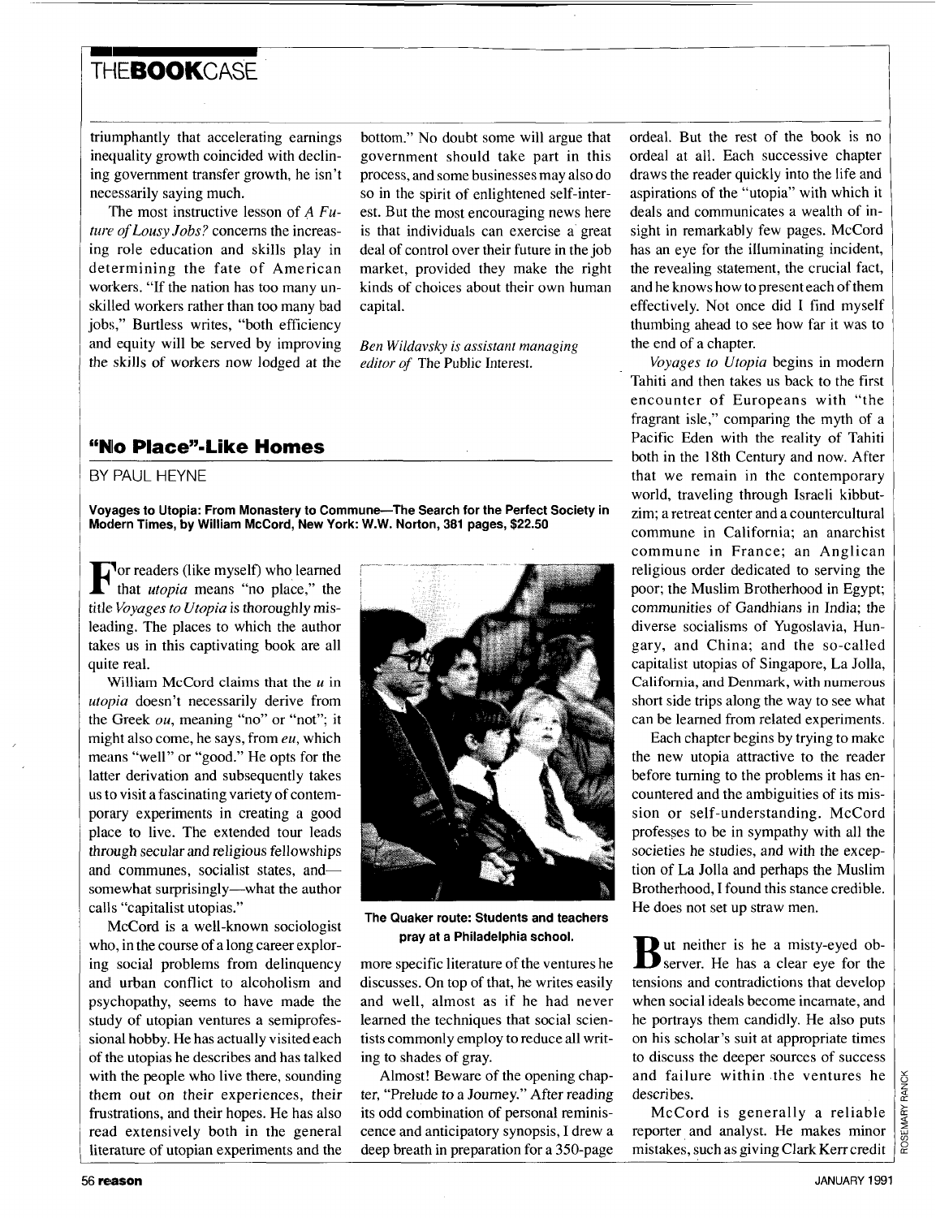triumphantly that accelerating earnings inequality growth coincided with declining government transfer growth, he isn't necessarily saying much.

The most instructive lesson of *A Future of Lousy Jobs?* concerns the increasing role education and skills play in determining the fate of American workers. "If the nation has too many unskilled workers rather than too many bad jobs," Burtless writes, "both efficiency and equity will be served by improving the skills of workers now lodged at the bottom." No doubt some will argue that government should take part in this process, and some businesses may also do so in the spirit of enlightened self-interest. But the most encouraging news here is that individuals can exercise a great deal of control over their future in the job market, provided they make the right kinds of choices about their own human capital.

*Ben Wildavsky is assistant managing editor of* The Public Interest.

## "No Place"-Like Homes

BY PAUL HEYNE

**Voyages to Utopia: From Monastery to Commune—The Search for the Perfect Society in Modern Times, by William McCord, New York: W.W. Norton, 381 pages, $22.50**

For readers (like myself) who learned that *utopia* means "no place," the title *Voyages to Utopia* is thoroughly misleading. The places to which the author takes us in this captivating book are all quite real.

William McCord claims that the *u* in *utopia* doesn't necessarily derive from the Greek *ou*, meaning "no" or "not"; it might also come, he says, from *eu*, which means "well" or "good." He opts for the latter derivation and subsequently takes us to visit a fascinating variety of contemporary experiments in creating a good place to live. The extended tour leads through secular and religious fellowships and communes, socialist states, and—somewhat surprisingly—what the author calls "capitalist utopias."

McCord is a well-known sociologist who, in the course of a long career exploring social problems from delinquency and urban conflict to alcoholism and psychopathy, seems to have made the study of utopian ventures a semiprofessional hobby. He has actually visited each of the utopias he describes and has talked with the people who live there, sounding them out on their experiences, their frustrations, and their hopes. He has also read extensively both in the general literature of utopian experiments and the more specific literature of the ventures he discusses. On top of that, he writes easily and well, almost as if he had never learned the techniques that social scientists commonly employ to reduce all writing to shades of gray.

**The Quaker route: Students and teachers pray at a Philadelphia school.**

Almost! Beware of the opening chapter, "Prelude to a Journey." After reading its odd combination of personal reminiscence and anticipatory synopsis, I drew a deep breath in preparation for a 350-page ordeal. But the rest of the book is no ordeal at all. Each successive chapter draws the reader quickly into the life and aspirations of the "utopia" with which it deals and communicates a wealth of insight in remarkably few pages. McCord has an eye for the illuminating incident, the revealing statement, the crucial fact, and he knows how to present each of them effectively. Not once did I find myself thumbing ahead to see how far it was to the end of a chapter.

*Voyages to Utopia* begins in modern Tahiti and then takes us back to the first encounter of Europeans with "the fragrant isle," comparing the myth of a Pacific Eden with the reality of Tahiti both in the 18th Century and now. After that we remain in the contemporary world, traveling through Israeli kibbutzim; a retreat center and a countercultural commune in California; an anarchist commune in France; an Anglican religious order dedicated to serving the poor; the Muslim Brotherhood in Egypt; communities of Gandhians in India; the diverse socialisms of Yugoslavia, Hungary, and China; and the so-called capitalist utopias of Singapore, La Jolla, California, and Denmark, with numerous short side trips along the way to see what can be learned from related experiments.

Each chapter begins by trying to make the new utopia attractive to the reader before turning to the problems it has encountered and the ambiguities of its mission or self-understanding. McCord professes to be in sympathy with all the societies he studies, and with the exception of La Jolla and perhaps the Muslim Brotherhood, I found this stance credible. He does not set up straw men.

But neither is he a misty-eyed observer. He has a clear eye for the tensions and contradictions that develop when social ideals become incarnate, and he portrays them candidly. He also puts on his scholar's suit at appropriate times to discuss the deeper sources of success and failure within the ventures he describes.

McCord is generally a reliable reporter and analyst. He makes minor mistakes, such as giving Clark Kerr credit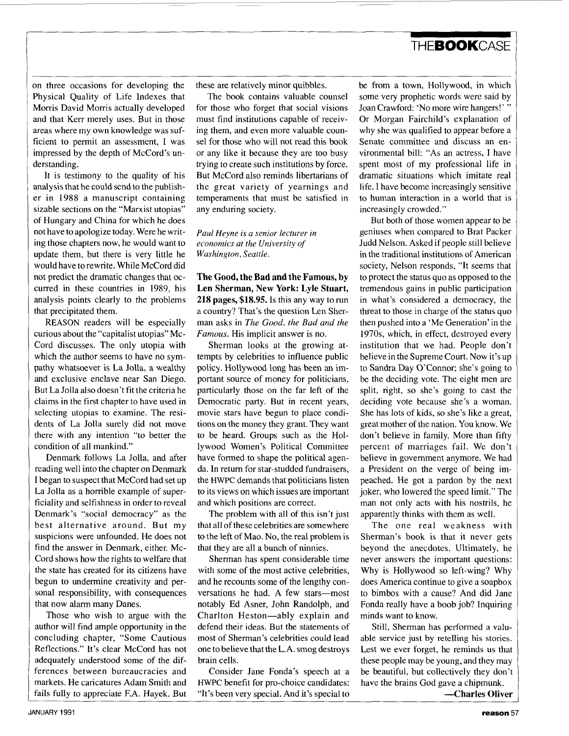on three occasions for developing the Physical Quality of Life Indexes that Morris David Morris actually developed and that Kerr merely uses. But in those areas where my own knowledge was sufficient to permit an assessment, I was impressed by the depth of McCord's understanding.

It is testimony to the quality of his analysis that he could send to the publisher in 1988 a manuscript containing sizable sections on the "Marxist utopias" of Hungary and China for which he does not have to apologize today. Were he writing those chapters now, he would want to update them, but there is very little he would have to rewrite. While McCord did not predict the dramatic changes that occurred in these countries in 1989, his analysis points clearly to the problems that precipitated them.

REASON readers will be especially curious about the "capitalist utopias" McCord discusses. The only utopia with which the author seems to have no sympathy whatsoever is La Jolla, a wealthy and exclusive enclave near San Diego. But La Jolla also doesn't fit the criteria he claims in the first chapter to have used in selecting utopias to examine. The residents of La Jolla surely did not move there with any intention "to better the condition of all mankind."

Denmark follows La Jolla, and after reading well into the chapter on Denmark I began to suspect that McCord had set up La Jolla as a horrible example of superficiality and selfishness in order to reveal Denmark's "social democracy" as the best alternative around. But my suspicions were unfounded. He does not find the answer in Denmark, either. McCord shows how the rights to welfare that the state has created for its citizens have begun to undermine creativity and personal responsibility, with consequences that now alarm many Danes.

Those who wish to argue with the author will find ample opportunity in the concluding chapter, "Some Cautious Reflections." It's clear McCord has not adequately understood some of the differences between bureaucracies and markets. He caricatures Adam Smith and fails fully to appreciate F.A. Hayek. But these are relatively minor quibbles.

The book contains valuable counsel for those who forget that social visions must find institutions capable of receiving them, and even more valuable counsel for those who will not read this book or any like it because they are too busy trying to create such institutions by force. But McCord also reminds libertarians of the great variety of yearnings and temperaments that must be satisfied in any enduring society.

*Paul Heyne is a senior lecturer in economics at the University of Washington, Seattle.*

**The Good, the Bad and the Famous, by Len Sherman, New York: Lyle Stuart, 218 pages, $18.95.** Is this any way to run a country? That's the question Len Sherman asks in *The Good, the Bad and the Famous.* His implicit answer is no.

Sherman looks at the growing attempts by celebrities to influence public policy. Hollywood long has been an important source of money for politicians, particularly those on the far left of the Democratic party. But in recent years, movie stars have begun to place conditions on the money they grant. They want to be heard. Groups such as the Hollywood Women's Political Committee have formed to shape the political agenda. In return for star-studded fundraisers, the HWPC demands that politicians listen to its views on which issues are important and which positions are correct.

The problem with all of this isn't just that all of these celebrities are somewhere to the left of Mao. No, the real problem is that they are all a bunch of ninnies.

Sherman has spent considerable time with some of the most active celebrities, and he recounts some of the lengthy conversations he had. A few stars—most notably Ed Asner, John Randolph, and Charlton Heston—ably explain and defend their ideas. But the statements of most of Sherman's celebrities could lead one to believe that the L.A. smog destroys brain cells.

Consider Jane Fonda's speech at a HWPC benefit for pro-choice candidates: "It's been very special. And it's special to be from a town, Hollywood, in which some very prophetic words were said by Joan Crawford: 'No more wire hangers!' " Or Morgan Fairchild's explanation of why she was qualified to appear before a Senate committee and discuss an environmental bill: "As an actress, I have spent most of my professional life in dramatic situations which imitate real life. I have become increasingly sensitive to human interaction in a world that is increasingly crowded."

But both of those women appear to be geniuses when compared to Brat Packer Judd Nelson. Asked if people still believe in the traditional institutions of American society, Nelson responds, "It seems that to protect the status quo as opposed to the tremendous gains in public participation in what's considered a democracy, the threat to those in charge of the status quo then pushed into a 'Me Generation' in the 1970s, which, in effect, destroyed every institution that we had. People don't believe in the Supreme Court. Now it's up to Sandra Day O'Connor; she's going to be the deciding vote. The eight men are split, right, so she's going to cast the deciding vote because she's a woman. She has lots of kids, so she's like a great, great mother of the nation. You know. We don't believe in family. More than fifty percent of marriages fail. We don't believe in government anymore. We had a President on the verge of being impeached. He got a pardon by the next joker, who lowered the speed limit." The man not only acts with his nostrils, he apparently thinks with them as well.

The one real weakness with Sherman's book is that it never gets beyond the anecdotes. Ultimately, he never answers the important questions: Why is Hollywood so left-wing? Why does America continue to give a soapbox to bimbos with a cause? And did Jane Fonda really have a boob job? Inquiring minds want to know.

Still, Sherman has performed a valuable service just by retelling his stories. Lest we ever forget, he reminds us that these people may be young, and they may be beautiful, but collectively they don't have the brains God gave a chipmunk.

**—Charles Oliver**